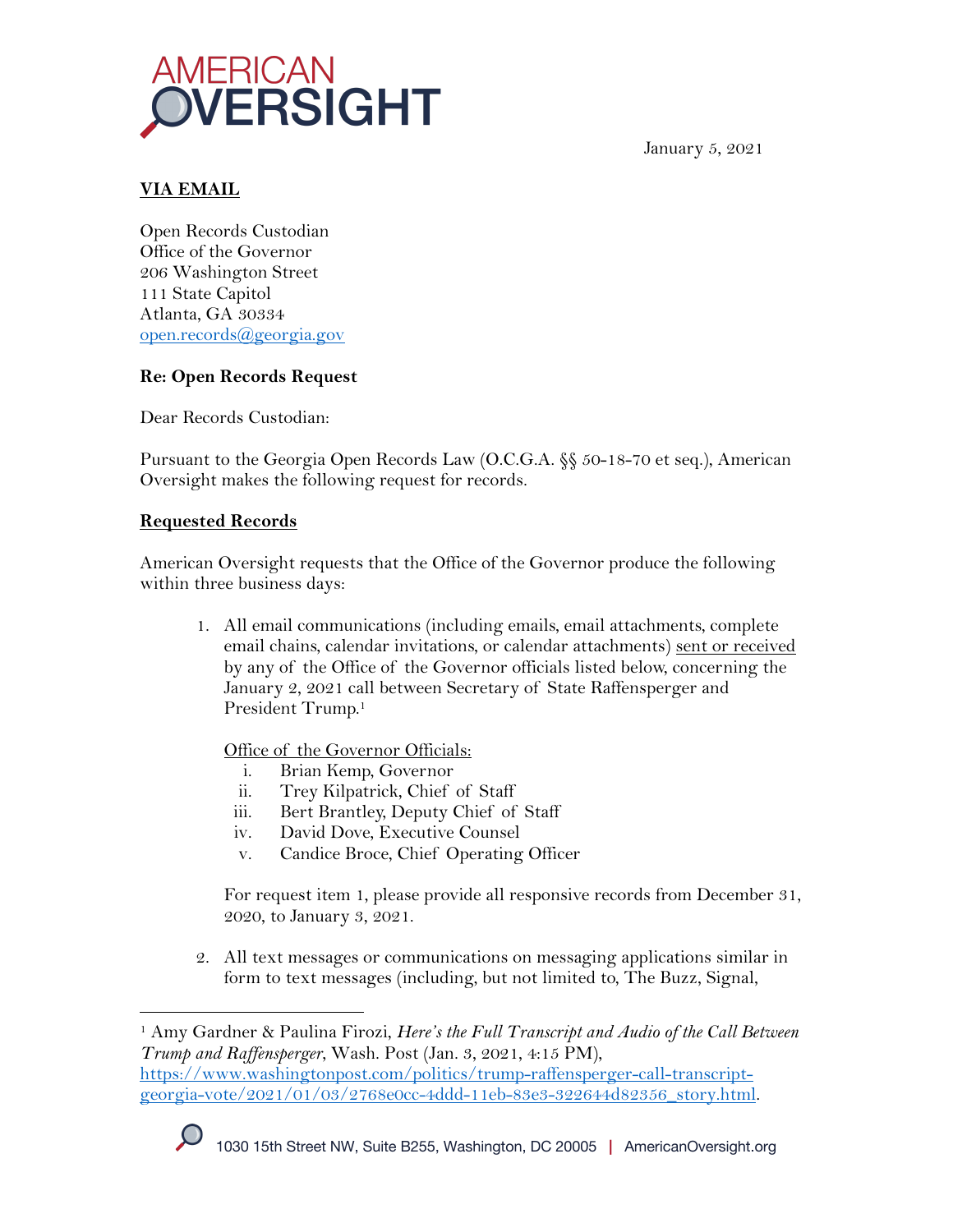AMERICAN OVERSIGHT

January 5, 2021

**VIA EMAIL**

Open Records Custodian
Office of the Governor
206 Washington Street
111 State Capitol
Atlanta, GA 30334
open.records@georgia.gov

**Re: Open Records Request**

Dear Records Custodian:

Pursuant to the Georgia Open Records Law (O.C.G.A. §§ 50-18-70 et seq.), American Oversight makes the following request for records.

**Requested Records**

American Oversight requests that the Office of the Governor produce the following within three business days:

1. All email communications (including emails, email attachments, complete email chains, calendar invitations, or calendar attachments) sent or received by any of the Office of the Governor officials listed below, concerning the January 2, 2021 call between Secretary of State Raffensperger and President Trump.[1]

   Office of the Governor Officials:
   1. Brian Kemp, Governor
   2. Trey Kilpatrick, Chief of Staff
   3. Bert Brantley, Deputy Chief of Staff
   4. David Dove, Executive Counsel
   5. Candice Broce, Chief Operating Officer

   For request item 1, please provide all responsive records from December 31, 2020, to January 3, 2021.

2. All text messages or communications on messaging applications similar in form to text messages (including, but not limited to, The Buzz, Signal,

[1] Amy Gardner & Paulina Firozi, *Here's the Full Transcript and Audio of the Call Between Trump and Raffensperger*, Wash. Post (Jan. 3, 2021, 4:15 PM), https://www.washingtonpost.com/politics/trump-raffensperger-call-transcript-georgia-vote/2021/01/03/2768e0cc-4ddd-11eb-83e3-322644d82356_story.html.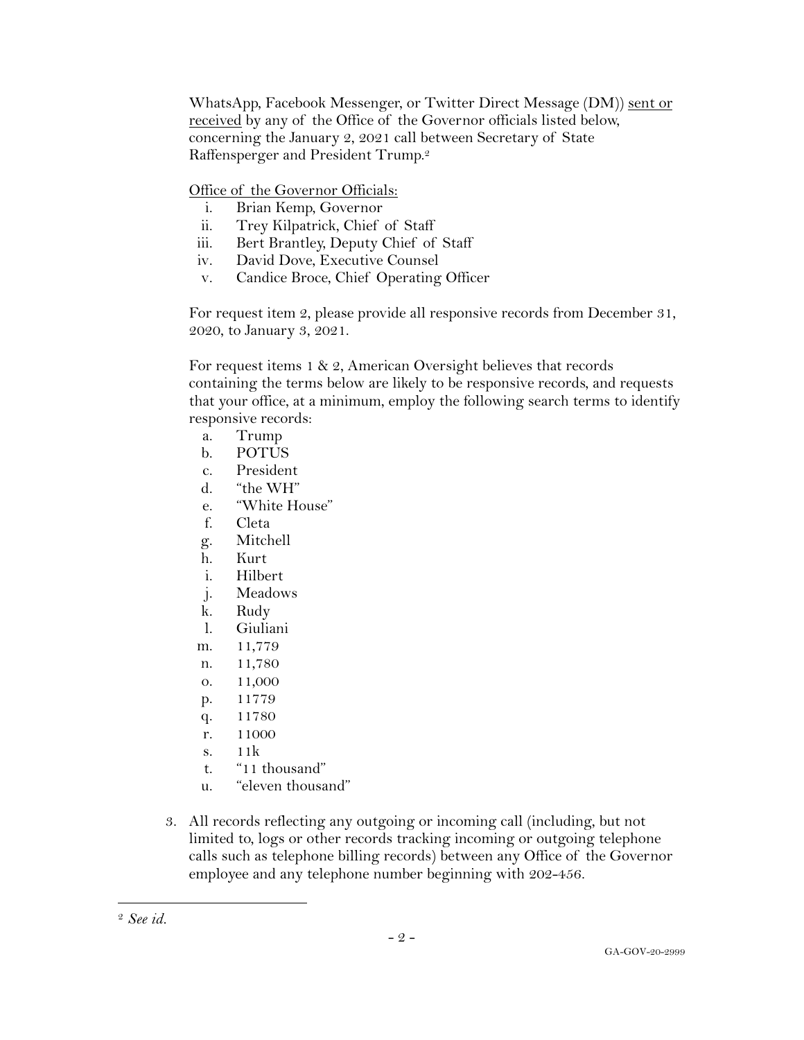WhatsApp, Facebook Messenger, or Twitter Direct Message (DM)) <u>sent or received</u> by any of the Office of the Governor officials listed below, concerning the January 2, 2021 call between Secretary of State Raffensperger and President Trump.[2]

<u>Office of the Governor Officials:</u>

i. Brian Kemp, Governor
ii. Trey Kilpatrick, Chief of Staff
iii. Bert Brantley, Deputy Chief of Staff
iv. David Dove, Executive Counsel
v. Candice Broce, Chief Operating Officer

For request item 2, please provide all responsive records from December 31, 2020, to January 3, 2021.

For request items 1 & 2, American Oversight believes that records containing the terms below are likely to be responsive records, and requests that your office, at a minimum, employ the following search terms to identify responsive records:

a. Trump
b. POTUS
c. President
d. "the WH"
e. "White House"
f. Cleta
g. Mitchell
h. Kurt
i. Hilbert
j. Meadows
k. Rudy
l. Giuliani
m. 11,779
n. 11,780
o. 11,000
p. 11779
q. 11780
r. 11000
s. 11k
t. "11 thousand"
u. "eleven thousand"

3. All records reflecting any outgoing or incoming call (including, but not limited to, logs or other records tracking incoming or outgoing telephone calls such as telephone billing records) between any Office of the Governor employee and any telephone number beginning with 202-456.

---

[2] *See id.*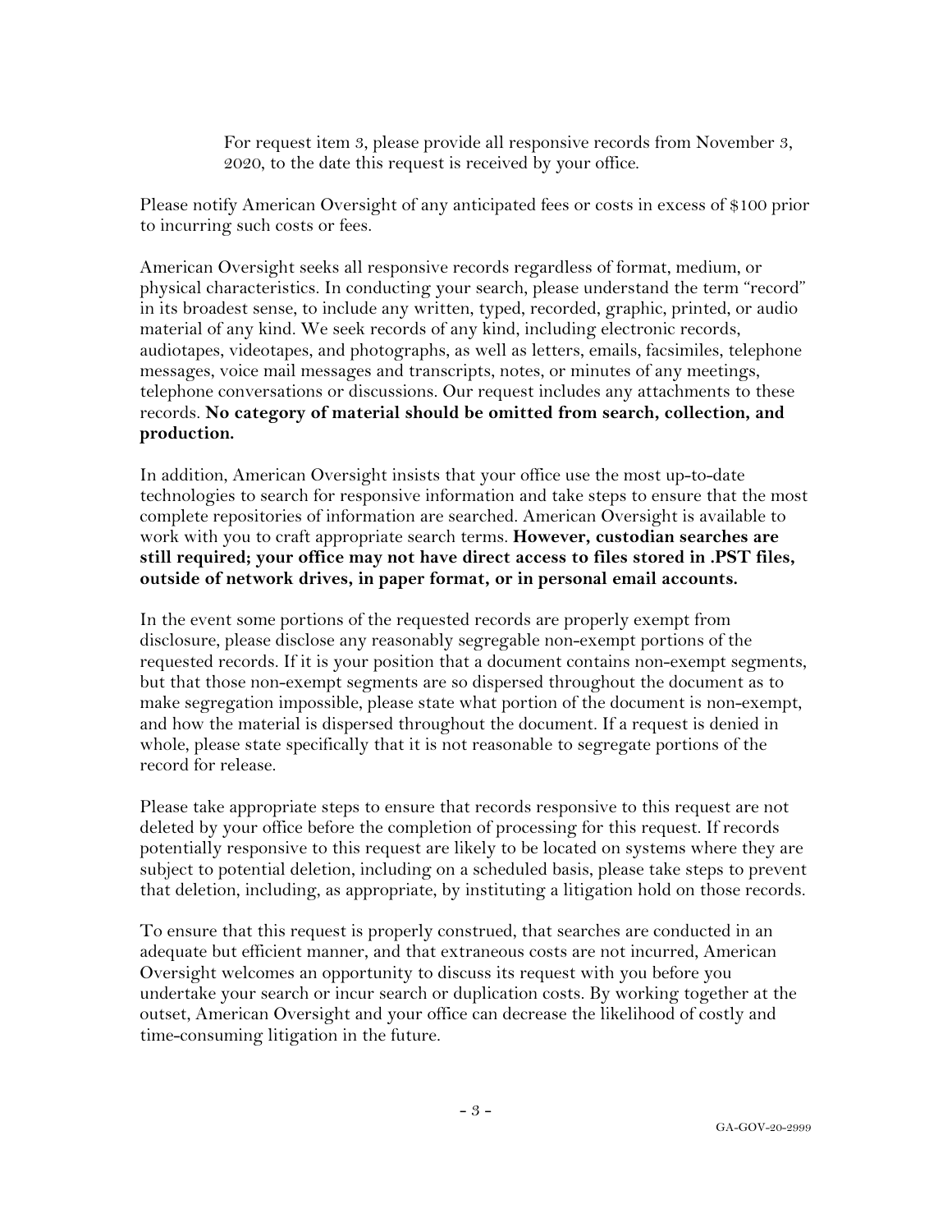For request item 3, please provide all responsive records from November 3, 2020, to the date this request is received by your office.

Please notify American Oversight of any anticipated fees or costs in excess of $100 prior to incurring such costs or fees.

American Oversight seeks all responsive records regardless of format, medium, or physical characteristics. In conducting your search, please understand the term "record" in its broadest sense, to include any written, typed, recorded, graphic, printed, or audio material of any kind. We seek records of any kind, including electronic records, audiotapes, videotapes, and photographs, as well as letters, emails, facsimiles, telephone messages, voice mail messages and transcripts, notes, or minutes of any meetings, telephone conversations or discussions. Our request includes any attachments to these records. **No category of material should be omitted from search, collection, and production.**

In addition, American Oversight insists that your office use the most up-to-date technologies to search for responsive information and take steps to ensure that the most complete repositories of information are searched. American Oversight is available to work with you to craft appropriate search terms. **However, custodian searches are still required; your office may not have direct access to files stored in .PST files, outside of network drives, in paper format, or in personal email accounts.**

In the event some portions of the requested records are properly exempt from disclosure, please disclose any reasonably segregable non-exempt portions of the requested records. If it is your position that a document contains non-exempt segments, but that those non-exempt segments are so dispersed throughout the document as to make segregation impossible, please state what portion of the document is non-exempt, and how the material is dispersed throughout the document. If a request is denied in whole, please state specifically that it is not reasonable to segregate portions of the record for release.

Please take appropriate steps to ensure that records responsive to this request are not deleted by your office before the completion of processing for this request. If records potentially responsive to this request are likely to be located on systems where they are subject to potential deletion, including on a scheduled basis, please take steps to prevent that deletion, including, as appropriate, by instituting a litigation hold on those records.

To ensure that this request is properly construed, that searches are conducted in an adequate but efficient manner, and that extraneous costs are not incurred, American Oversight welcomes an opportunity to discuss its request with you before you undertake your search or incur search or duplication costs. By working together at the outset, American Oversight and your office can decrease the likelihood of costly and time-consuming litigation in the future.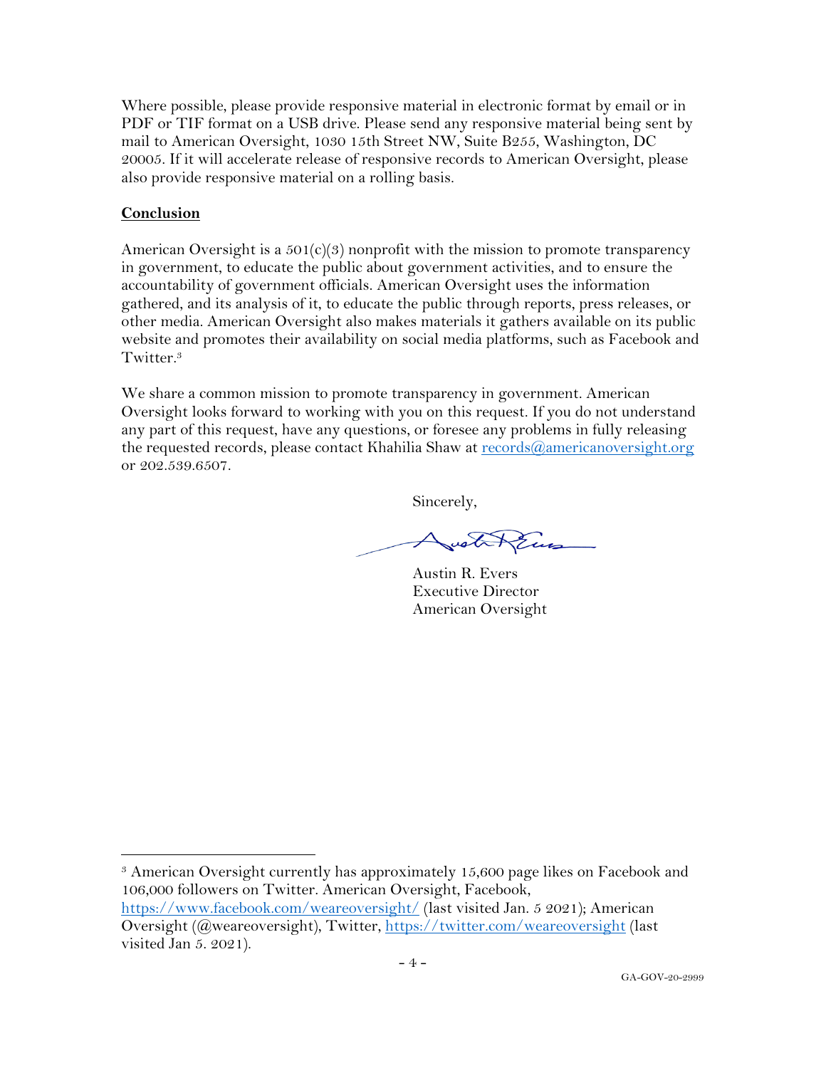Where possible, please provide responsive material in electronic format by email or in PDF or TIF format on a USB drive. Please send any responsive material being sent by mail to American Oversight, 1030 15th Street NW, Suite B255, Washington, DC 20005. If it will accelerate release of responsive records to American Oversight, please also provide responsive material on a rolling basis.

## Conclusion

American Oversight is a 501(c)(3) nonprofit with the mission to promote transparency in government, to educate the public about government activities, and to ensure the accountability of government officials. American Oversight uses the information gathered, and its analysis of it, to educate the public through reports, press releases, or other media. American Oversight also makes materials it gathers available on its public website and promotes their availability on social media platforms, such as Facebook and Twitter.[3]

We share a common mission to promote transparency in government. American Oversight looks forward to working with you on this request. If you do not understand any part of this request, have any questions, or foresee any problems in fully releasing the requested records, please contact Khahilia Shaw at records@americanoversight.org or 202.539.6507.

Sincerely,

Austin R. Evers
Executive Director
American Oversight

---

[3] American Oversight currently has approximately 15,600 page likes on Facebook and 106,000 followers on Twitter. American Oversight, Facebook, https://www.facebook.com/weareoversight/ (last visited Jan. 5 2021); American Oversight (@weareoversight), Twitter, https://twitter.com/weareoversight (last visited Jan 5. 2021).

GA-GOV-20-2999